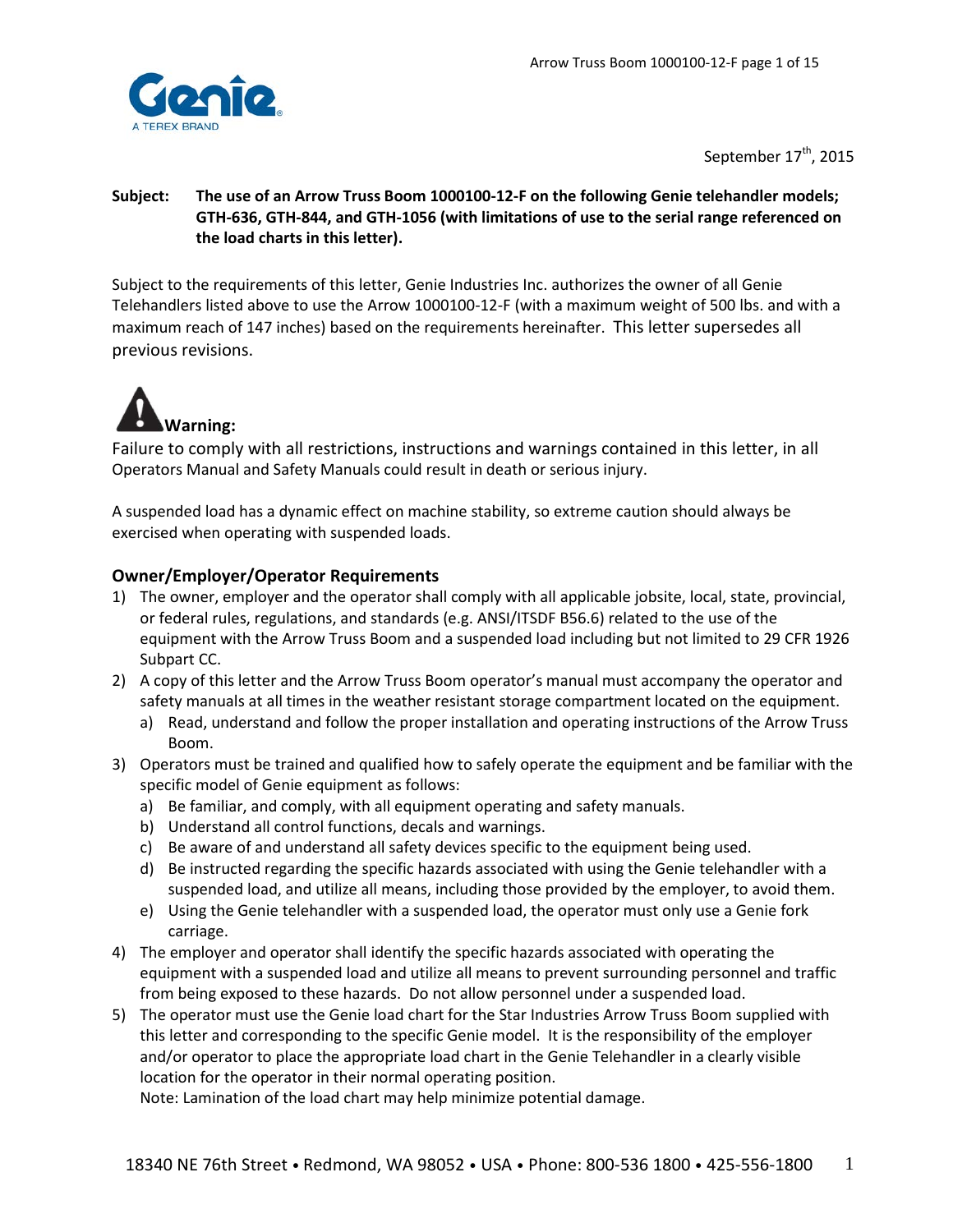September 17th, 2015

**Subject: The use of an Arrow Truss Boom 1000100-12-F on the following Genie telehandler models; GTH-636, GTH-844, and GTH-1056 (with limitations of use to the serial range referenced on the load charts in this letter).**

Subject to the requirements of this letter, Genie Industries Inc. authorizes the owner of all Genie Telehandlers listed above to use the Arrow 1000100-12-F (with a maximum weight of 500 lbs. and with a maximum reach of 147 inches) based on the requirements hereinafter. This letter supersedes all previous revisions.

**Warning:**

Failure to comply with all restrictions, instructions and warnings contained in this letter, in all Operators Manual and Safety Manuals could result in death or serious injury.

A suspended load has a dynamic effect on machine stability, so extreme caution should always be exercised when operating with suspended loads.

## Owner/Employer/Operator Requirements

1) The owner, employer and the operator shall comply with all applicable jobsite, local, state, provincial, or federal rules, regulations, and standards (e.g. ANSI/ITSDF B56.6) related to the use of the equipment with the Arrow Truss Boom and a suspended load including but not limited to 29 CFR 1926 Subpart CC.
2) A copy of this letter and the Arrow Truss Boom operator's manual must accompany the operator and safety manuals at all times in the weather resistant storage compartment located on the equipment.
   a) Read, understand and follow the proper installation and operating instructions of the Arrow Truss Boom.
3) Operators must be trained and qualified how to safely operate the equipment and be familiar with the specific model of Genie equipment as follows:
   a) Be familiar, and comply, with all equipment operating and safety manuals.
   b) Understand all control functions, decals and warnings.
   c) Be aware of and understand all safety devices specific to the equipment being used.
   d) Be instructed regarding the specific hazards associated with using the Genie telehandler with a suspended load, and utilize all means, including those provided by the employer, to avoid them.
   e) Using the Genie telehandler with a suspended load, the operator must only use a Genie fork carriage.
4) The employer and operator shall identify the specific hazards associated with operating the equipment with a suspended load and utilize all means to prevent surrounding personnel and traffic from being exposed to these hazards. Do not allow personnel under a suspended load.
5) The operator must use the Genie load chart for the Star Industries Arrow Truss Boom supplied with this letter and corresponding to the specific Genie model. It is the responsibility of the employer and/or operator to place the appropriate load chart in the Genie Telehandler in a clearly visible location for the operator in their normal operating position.
   Note: Lamination of the load chart may help minimize potential damage.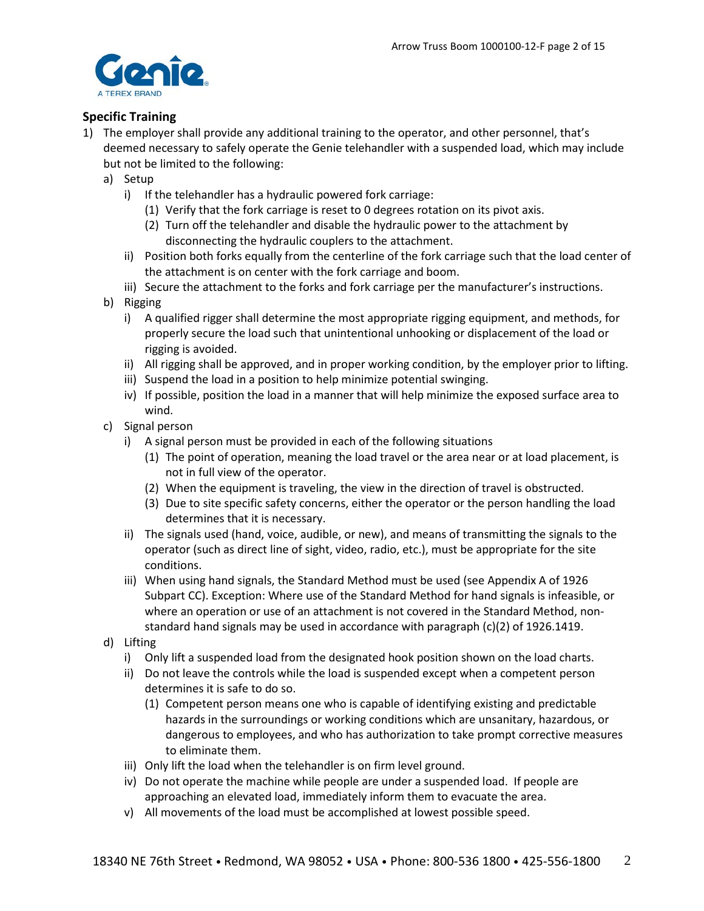## Specific Training

1) The employer shall provide any additional training to the operator, and other personnel, that's deemed necessary to safely operate the Genie telehandler with a suspended load, which may include but not be limited to the following:
   a) Setup
      i) If the telehandler has a hydraulic powered fork carriage:
         (1) Verify that the fork carriage is reset to 0 degrees rotation on its pivot axis.
         (2) Turn off the telehandler and disable the hydraulic power to the attachment by disconnecting the hydraulic couplers to the attachment.
      ii) Position both forks equally from the centerline of the fork carriage such that the load center of the attachment is on center with the fork carriage and boom.
      iii) Secure the attachment to the forks and fork carriage per the manufacturer's instructions.
   b) Rigging
      i) A qualified rigger shall determine the most appropriate rigging equipment, and methods, for properly secure the load such that unintentional unhooking or displacement of the load or rigging is avoided.
      ii) All rigging shall be approved, and in proper working condition, by the employer prior to lifting.
      iii) Suspend the load in a position to help minimize potential swinging.
      iv) If possible, position the load in a manner that will help minimize the exposed surface area to wind.
   c) Signal person
      i) A signal person must be provided in each of the following situations
         (1) The point of operation, meaning the load travel or the area near or at load placement, is not in full view of the operator.
         (2) When the equipment is traveling, the view in the direction of travel is obstructed.
         (3) Due to site specific safety concerns, either the operator or the person handling the load determines that it is necessary.
      ii) The signals used (hand, voice, audible, or new), and means of transmitting the signals to the operator (such as direct line of sight, video, radio, etc.), must be appropriate for the site conditions.
      iii) When using hand signals, the Standard Method must be used (see Appendix A of 1926 Subpart CC). Exception: Where use of the Standard Method for hand signals is infeasible, or where an operation or use of an attachment is not covered in the Standard Method, non-standard hand signals may be used in accordance with paragraph (c)(2) of 1926.1419.
   d) Lifting
      i) Only lift a suspended load from the designated hook position shown on the load charts.
      ii) Do not leave the controls while the load is suspended except when a competent person determines it is safe to do so.
         (1) Competent person means one who is capable of identifying existing and predictable hazards in the surroundings or working conditions which are unsanitary, hazardous, or dangerous to employees, and who has authorization to take prompt corrective measures to eliminate them.
      iii) Only lift the load when the telehandler is on firm level ground.
      iv) Do not operate the machine while people are under a suspended load. If people are approaching an elevated load, immediately inform them to evacuate the area.
      v) All movements of the load must be accomplished at lowest possible speed.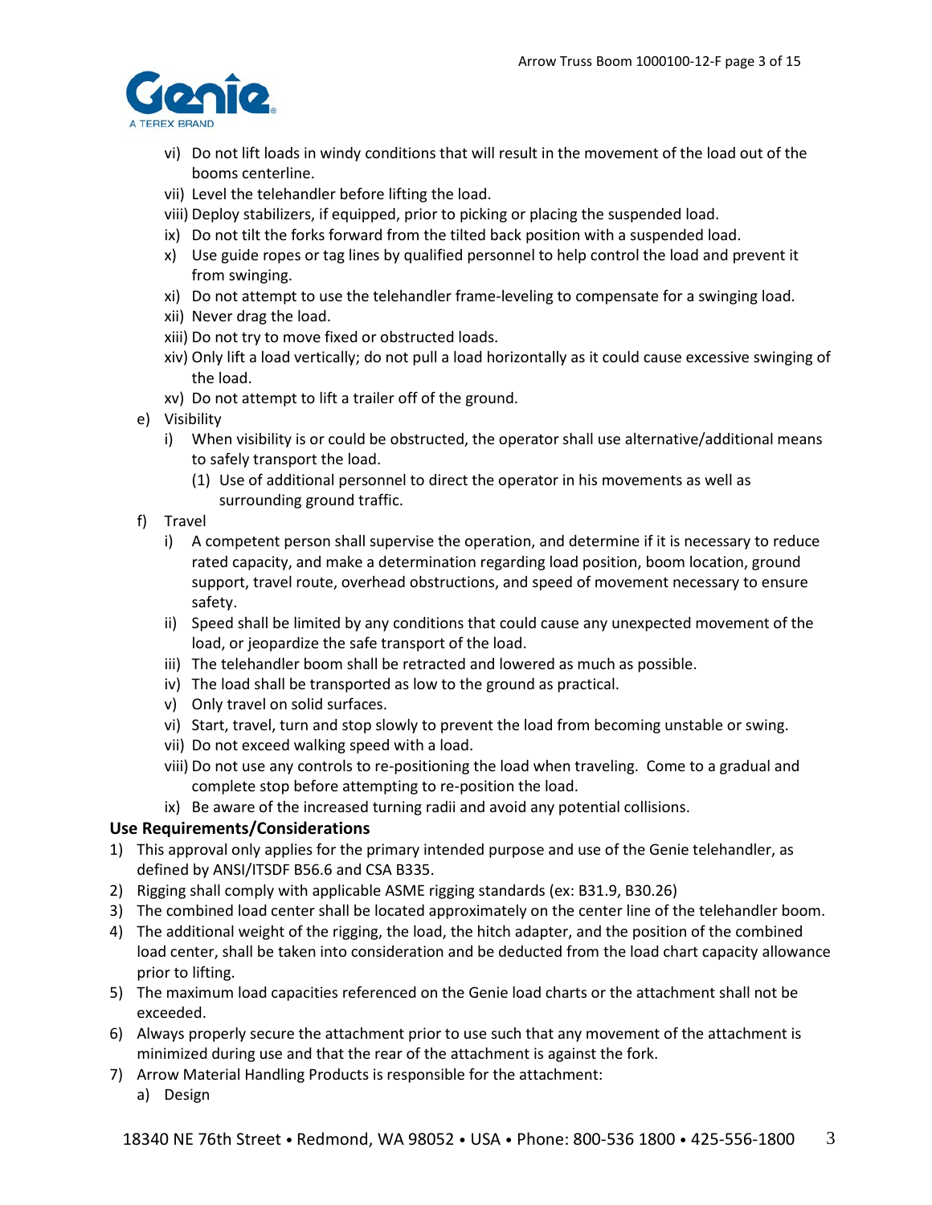vi) Do not lift loads in windy conditions that will result in the movement of the load out of the booms centerline.
vii) Level the telehandler before lifting the load.
viii) Deploy stabilizers, if equipped, prior to picking or placing the suspended load.
ix) Do not tilt the forks forward from the tilted back position with a suspended load.
x) Use guide ropes or tag lines by qualified personnel to help control the load and prevent it from swinging.
xi) Do not attempt to use the telehandler frame-leveling to compensate for a swinging load.
xii) Never drag the load.
xiii) Do not try to move fixed or obstructed loads.
xiv) Only lift a load vertically; do not pull a load horizontally as it could cause excessive swinging of the load.
xv) Do not attempt to lift a trailer off of the ground.

e) Visibility
   i) When visibility is or could be obstructed, the operator shall use alternative/additional means to safely transport the load.
      (1) Use of additional personnel to direct the operator in his movements as well as surrounding ground traffic.

f) Travel
   i) A competent person shall supervise the operation, and determine if it is necessary to reduce rated capacity, and make a determination regarding load position, boom location, ground support, travel route, overhead obstructions, and speed of movement necessary to ensure safety.
   ii) Speed shall be limited by any conditions that could cause any unexpected movement of the load, or jeopardize the safe transport of the load.
   iii) The telehandler boom shall be retracted and lowered as much as possible.
   iv) The load shall be transported as low to the ground as practical.
   v) Only travel on solid surfaces.
   vi) Start, travel, turn and stop slowly to prevent the load from becoming unstable or swing.
   vii) Do not exceed walking speed with a load.
   viii) Do not use any controls to re-positioning the load when traveling. Come to a gradual and complete stop before attempting to re-position the load.
   ix) Be aware of the increased turning radii and avoid any potential collisions.

**Use Requirements/Considerations**

1) This approval only applies for the primary intended purpose and use of the Genie telehandler, as defined by ANSI/ITSDF B56.6 and CSA B335.
2) Rigging shall comply with applicable ASME rigging standards (ex: B31.9, B30.26)
3) The combined load center shall be located approximately on the center line of the telehandler boom.
4) The additional weight of the rigging, the load, the hitch adapter, and the position of the combined load center, shall be taken into consideration and be deducted from the load chart capacity allowance prior to lifting.
5) The maximum load capacities referenced on the Genie load charts or the attachment shall not be exceeded.
6) Always properly secure the attachment prior to use such that any movement of the attachment is minimized during use and that the rear of the attachment is against the fork.
7) Arrow Material Handling Products is responsible for the attachment:
   a) Design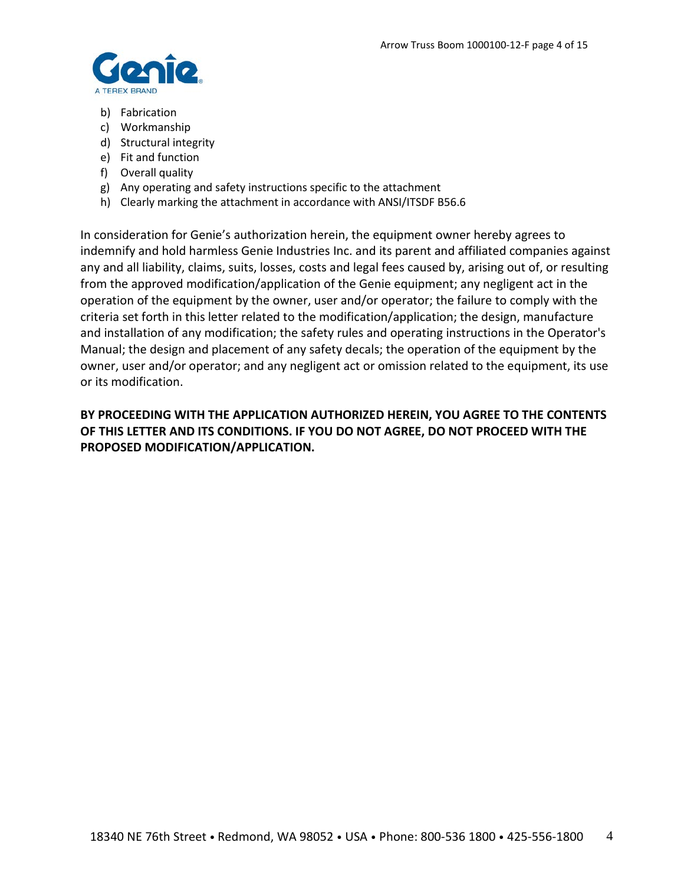b) Fabrication
c) Workmanship
d) Structural integrity
e) Fit and function
f) Overall quality
g) Any operating and safety instructions specific to the attachment
h) Clearly marking the attachment in accordance with ANSI/ITSDF B56.6

In consideration for Genie's authorization herein, the equipment owner hereby agrees to indemnify and hold harmless Genie Industries Inc. and its parent and affiliated companies against any and all liability, claims, suits, losses, costs and legal fees caused by, arising out of, or resulting from the approved modification/application of the Genie equipment; any negligent act in the operation of the equipment by the owner, user and/or operator; the failure to comply with the criteria set forth in this letter related to the modification/application; the design, manufacture and installation of any modification; the safety rules and operating instructions in the Operator's Manual; the design and placement of any safety decals; the operation of the equipment by the owner, user and/or operator; and any negligent act or omission related to the equipment, its use or its modification.

**BY PROCEEDING WITH THE APPLICATION AUTHORIZED HEREIN, YOU AGREE TO THE CONTENTS OF THIS LETTER AND ITS CONDITIONS. IF YOU DO NOT AGREE, DO NOT PROCEED WITH THE PROPOSED MODIFICATION/APPLICATION.**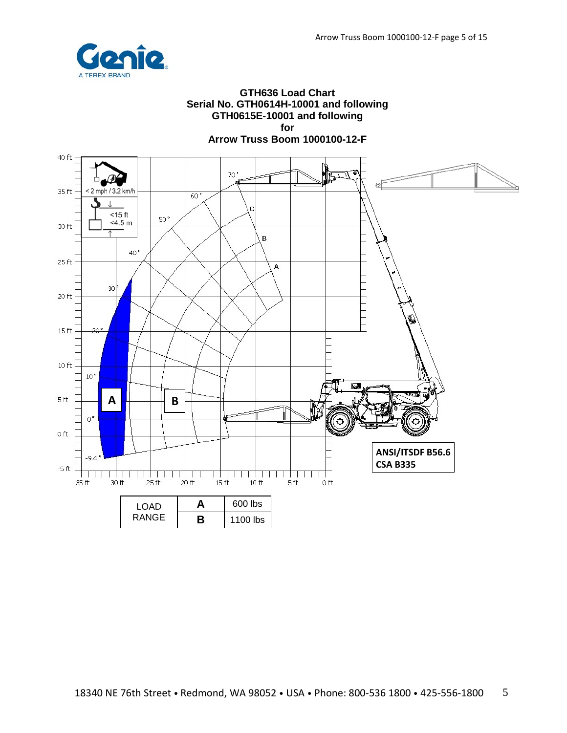## GTH636 Load Chart
## Serial No. GTH0614H-10001 and following
## GTH0615E-10001 and following
## for
## Arrow Truss Boom 1000100-12-F

< 2 mph / 3.2 km/h

<15 ft
<4.5 m

**ANSI/ITSDF B56.6**
**CSA B335**

| LOAD RANGE | | |
|---|---|---|
| | **A** | 600 lbs |
| | **B** | 1100 lbs |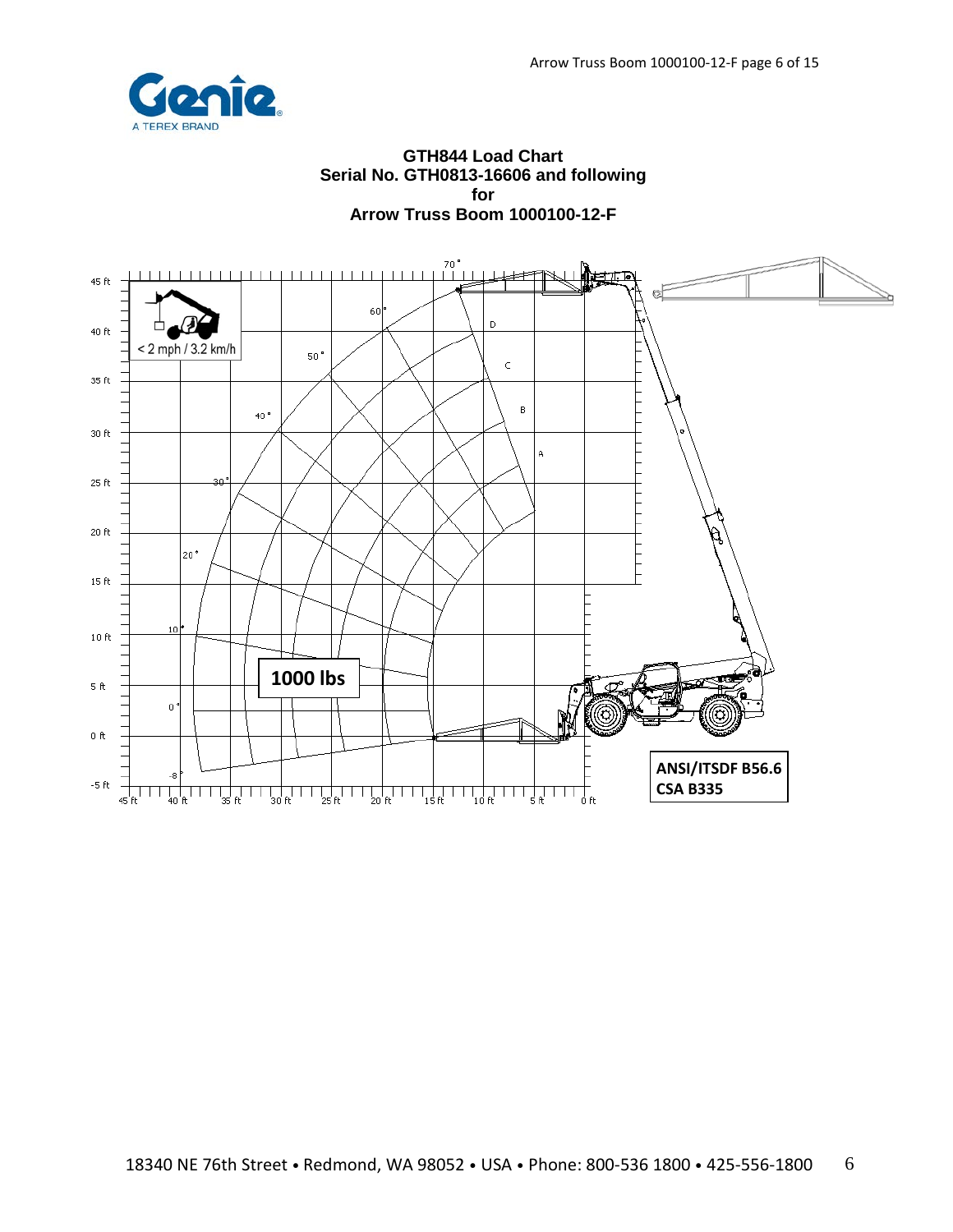# GTH844 Load Chart
## Serial No. GTH0813-16606 and following
## for
## Arrow Truss Boom 1000100-12-F

< 2 mph / 3.2 km/h

**1000 lbs**

**ANSI/ITSDF B56.6**
**CSA B335**

18340 NE 76th Street • Redmond, WA 98052 • USA • Phone: 800-536 1800 • 425-556-1800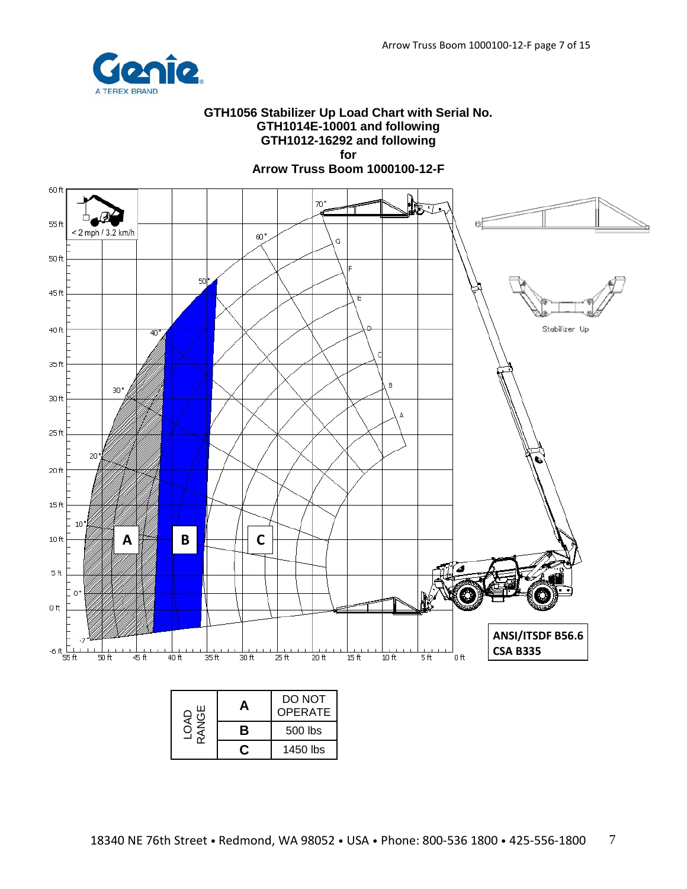**GTH1056 Stabilizer Up Load Chart with Serial No.**
**GTH1014E-10001 and following**
**GTH1012-16292 and following**
**for**
**Arrow Truss Boom 1000100-12-F**

< 2 mph / 3.2 km/h

Stabilizer Up

**ANSI/ITSDF B56.6**
**CSA B335**

| LOAD RANGE | | |
|---|---|---|
| | **A** | DO NOT OPERATE |
| | **B** | 500 lbs |
| | **C** | 1450 lbs |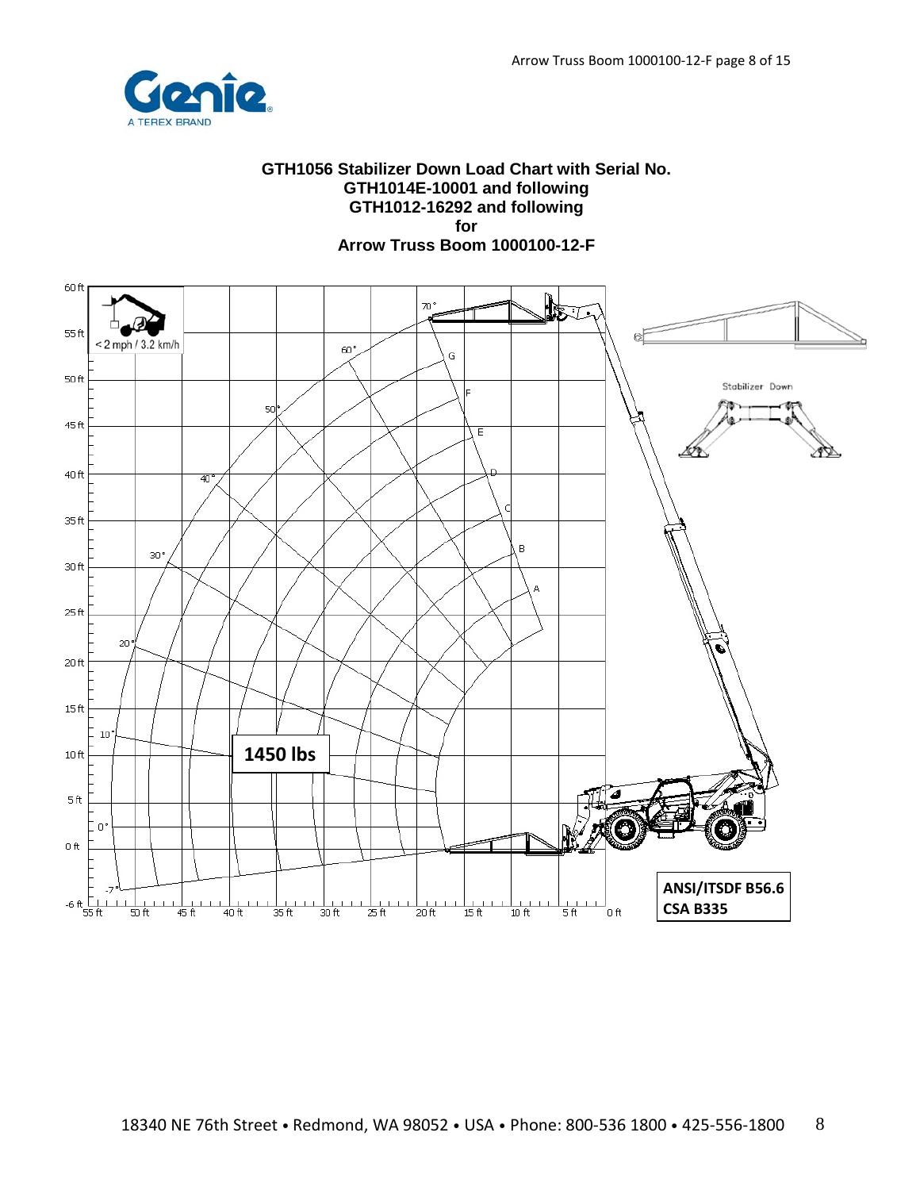# GTH1056 Stabilizer Down Load Chart with Serial No. GTH1014E-10001 and following GTH1012-16292 and following for Arrow Truss Boom 1000100-12-F

< 2 mph / 3.2 km/h

60 ft
55 ft
50 ft
45 ft
40 ft
35 ft
30 ft
25 ft
20 ft
15 ft
10 ft
5 ft
0 ft
-6 ft

55 ft
50 ft
45 ft
40 ft
35 ft
30 ft
25 ft
20 ft
15 ft
10 ft
5 ft
0 ft

70°
60°
50°
40°
30°
20°
10°
0°
-7°

A
B
C
D
E
F
G

**1450 lbs**

Stabilizer Down

**ANSI/ITSDF B56.6**
**CSA B335**

18340 NE 76th Street • Redmond, WA 98052 • USA • Phone: 800-536 1800 • 425-556-1800